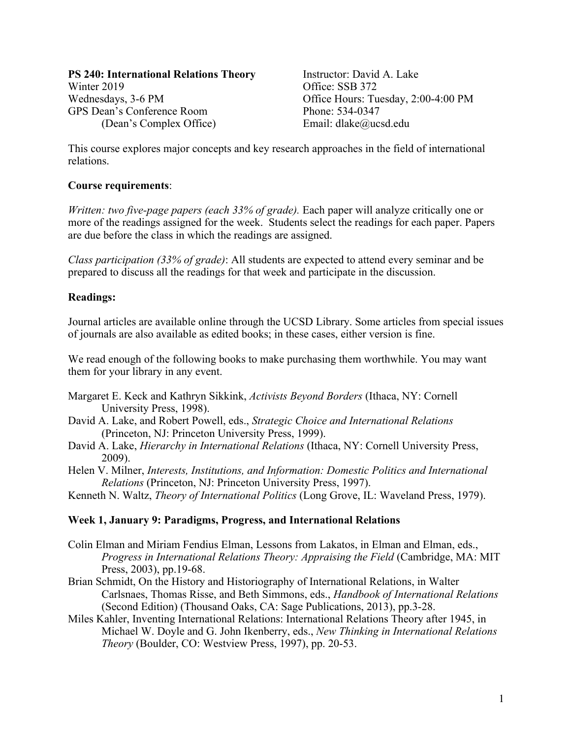**PS 240: International Relations Theory**
Winter 2019
Wednesdays, 3-6 PM
GPS Dean's Conference Room
(Dean's Complex Office)

Instructor: David A. Lake
Office: SSB 372
Office Hours: Tuesday, 2:00-4:00 PM
Phone: 534-0347
Email: dlake@ucsd.edu

This course explores major concepts and key research approaches in the field of international relations.

**Course requirements**:

*Written: two five-page papers (each 33% of grade).* Each paper will analyze critically one or more of the readings assigned for the week. Students select the readings for each paper. Papers are due before the class in which the readings are assigned.

*Class participation (33% of grade)*: All students are expected to attend every seminar and be prepared to discuss all the readings for that week and participate in the discussion.

**Readings:**

Journal articles are available online through the UCSD Library. Some articles from special issues of journals are also available as edited books; in these cases, either version is fine.

We read enough of the following books to make purchasing them worthwhile. You may want them for your library in any event.

Margaret E. Keck and Kathryn Sikkink, *Activists Beyond Borders* (Ithaca, NY: Cornell University Press, 1998).
David A. Lake, and Robert Powell, eds., *Strategic Choice and International Relations* (Princeton, NJ: Princeton University Press, 1999).
David A. Lake, *Hierarchy in International Relations* (Ithaca, NY: Cornell University Press, 2009).
Helen V. Milner, *Interests, Institutions, and Information: Domestic Politics and International Relations* (Princeton, NJ: Princeton University Press, 1997).
Kenneth N. Waltz, *Theory of International Politics* (Long Grove, IL: Waveland Press, 1979).

**Week 1, January 9: Paradigms, Progress, and International Relations**

Colin Elman and Miriam Fendius Elman, Lessons from Lakatos, in Elman and Elman, eds., *Progress in International Relations Theory: Appraising the Field* (Cambridge, MA: MIT Press, 2003), pp.19-68.
Brian Schmidt, On the History and Historiography of International Relations, in Walter Carlsnaes, Thomas Risse, and Beth Simmons, eds., *Handbook of International Relations* (Second Edition) (Thousand Oaks, CA: Sage Publications, 2013), pp.3-28.
Miles Kahler, Inventing International Relations: International Relations Theory after 1945, in Michael W. Doyle and G. John Ikenberry, eds., *New Thinking in International Relations Theory* (Boulder, CO: Westview Press, 1997), pp. 20-53.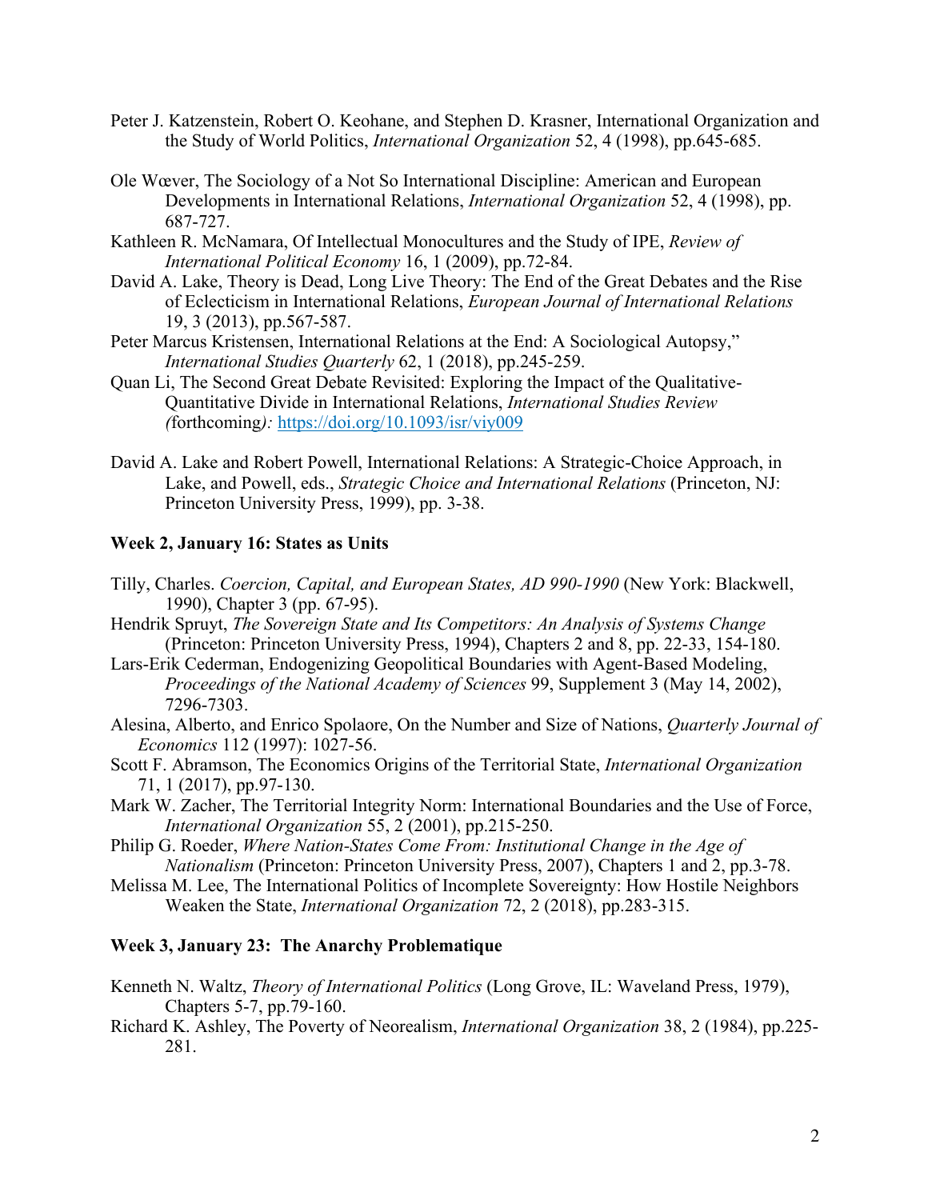Peter J. Katzenstein, Robert O. Keohane, and Stephen D. Krasner, International Organization and the Study of World Politics, *International Organization* 52, 4 (1998), pp.645-685.

Ole Wœver, The Sociology of a Not So International Discipline: American and European Developments in International Relations, *International Organization* 52, 4 (1998), pp. 687-727.

Kathleen R. McNamara, Of Intellectual Monocultures and the Study of IPE, *Review of International Political Economy* 16, 1 (2009), pp.72-84.

David A. Lake, Theory is Dead, Long Live Theory: The End of the Great Debates and the Rise of Eclecticism in International Relations, *European Journal of International Relations* 19, 3 (2013), pp.567-587.

Peter Marcus Kristensen, International Relations at the End: A Sociological Autopsy," *International Studies Quarterly* 62, 1 (2018), pp.245-259.

Quan Li, The Second Great Debate Revisited: Exploring the Impact of the Qualitative-Quantitative Divide in International Relations, *International Studies Review (*forthcoming*):* https://doi.org/10.1093/isr/viy009

David A. Lake and Robert Powell, International Relations: A Strategic-Choice Approach, in Lake, and Powell, eds., *Strategic Choice and International Relations* (Princeton, NJ: Princeton University Press, 1999), pp. 3-38.

**Week 2, January 16: States as Units**

Tilly, Charles. *Coercion, Capital, and European States, AD 990-1990* (New York: Blackwell, 1990), Chapter 3 (pp. 67-95).

Hendrik Spruyt, *The Sovereign State and Its Competitors: An Analysis of Systems Change* (Princeton: Princeton University Press, 1994), Chapters 2 and 8, pp. 22-33, 154-180.

Lars-Erik Cederman, Endogenizing Geopolitical Boundaries with Agent-Based Modeling, *Proceedings of the National Academy of Sciences* 99, Supplement 3 (May 14, 2002), 7296-7303.

Alesina, Alberto, and Enrico Spolaore, On the Number and Size of Nations, *Quarterly Journal of Economics* 112 (1997): 1027-56.

Scott F. Abramson, The Economics Origins of the Territorial State, *International Organization* 71, 1 (2017), pp.97-130.

Mark W. Zacher, The Territorial Integrity Norm: International Boundaries and the Use of Force, *International Organization* 55, 2 (2001), pp.215-250.

Philip G. Roeder, *Where Nation-States Come From: Institutional Change in the Age of Nationalism* (Princeton: Princeton University Press, 2007), Chapters 1 and 2, pp.3-78.

Melissa M. Lee, The International Politics of Incomplete Sovereignty: How Hostile Neighbors Weaken the State, *International Organization* 72, 2 (2018), pp.283-315.

**Week 3, January 23: The Anarchy Problematique**

Kenneth N. Waltz, *Theory of International Politics* (Long Grove, IL: Waveland Press, 1979), Chapters 5-7, pp.79-160.

Richard K. Ashley, The Poverty of Neorealism, *International Organization* 38, 2 (1984), pp.225-281.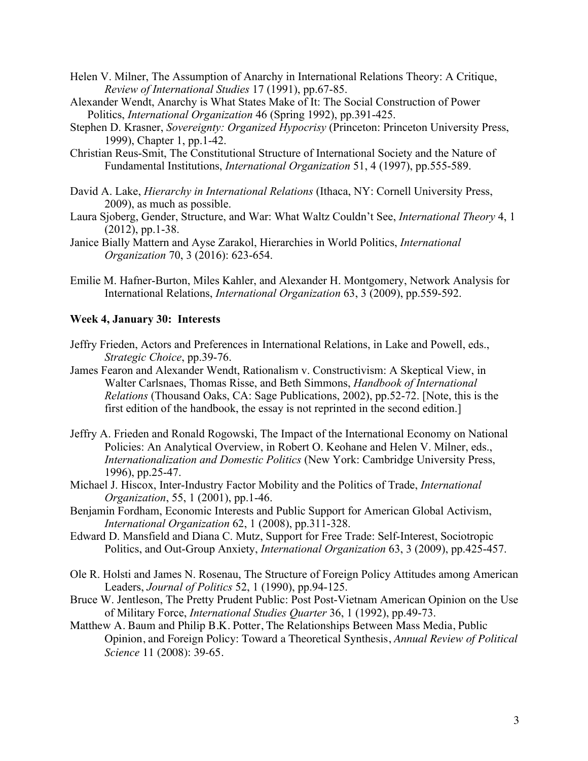Helen V. Milner, The Assumption of Anarchy in International Relations Theory: A Critique, *Review of International Studies* 17 (1991), pp.67-85.

Alexander Wendt, Anarchy is What States Make of It: The Social Construction of Power Politics, *International Organization* 46 (Spring 1992), pp.391-425.

Stephen D. Krasner, *Sovereignty: Organized Hypocrisy* (Princeton: Princeton University Press, 1999), Chapter 1, pp.1-42.

Christian Reus-Smit, The Constitutional Structure of International Society and the Nature of Fundamental Institutions, *International Organization* 51, 4 (1997), pp.555-589.

David A. Lake, *Hierarchy in International Relations* (Ithaca, NY: Cornell University Press, 2009), as much as possible.

Laura Sjoberg, Gender, Structure, and War: What Waltz Couldn't See, *International Theory* 4, 1 (2012), pp.1-38.

Janice Bially Mattern and Ayse Zarakol, Hierarchies in World Politics, *International Organization* 70, 3 (2016): 623-654.

Emilie M. Hafner-Burton, Miles Kahler, and Alexander H. Montgomery, Network Analysis for International Relations, *International Organization* 63, 3 (2009), pp.559-592.

**Week 4, January 30: Interests**

Jeffry Frieden, Actors and Preferences in International Relations, in Lake and Powell, eds., *Strategic Choice*, pp.39-76.

James Fearon and Alexander Wendt, Rationalism v. Constructivism: A Skeptical View, in Walter Carlsnaes, Thomas Risse, and Beth Simmons, *Handbook of International Relations* (Thousand Oaks, CA: Sage Publications, 2002), pp.52-72. [Note, this is the first edition of the handbook, the essay is not reprinted in the second edition.]

Jeffry A. Frieden and Ronald Rogowski, The Impact of the International Economy on National Policies: An Analytical Overview, in Robert O. Keohane and Helen V. Milner, eds., *Internationalization and Domestic Politics* (New York: Cambridge University Press, 1996), pp.25-47.

Michael J. Hiscox, Inter-Industry Factor Mobility and the Politics of Trade, *International Organization*, 55, 1 (2001), pp.1-46.

Benjamin Fordham, Economic Interests and Public Support for American Global Activism, *International Organization* 62, 1 (2008), pp.311-328.

Edward D. Mansfield and Diana C. Mutz, Support for Free Trade: Self-Interest, Sociotropic Politics, and Out-Group Anxiety, *International Organization* 63, 3 (2009), pp.425-457.

Ole R. Holsti and James N. Rosenau, The Structure of Foreign Policy Attitudes among American Leaders, *Journal of Politics* 52, 1 (1990), pp.94-125.

Bruce W. Jentleson, The Pretty Prudent Public: Post Post-Vietnam American Opinion on the Use of Military Force, *International Studies Quarter* 36, 1 (1992), pp.49-73.

Matthew A. Baum and Philip B.K. Potter, The Relationships Between Mass Media, Public Opinion, and Foreign Policy: Toward a Theoretical Synthesis, *Annual Review of Political Science* 11 (2008): 39-65.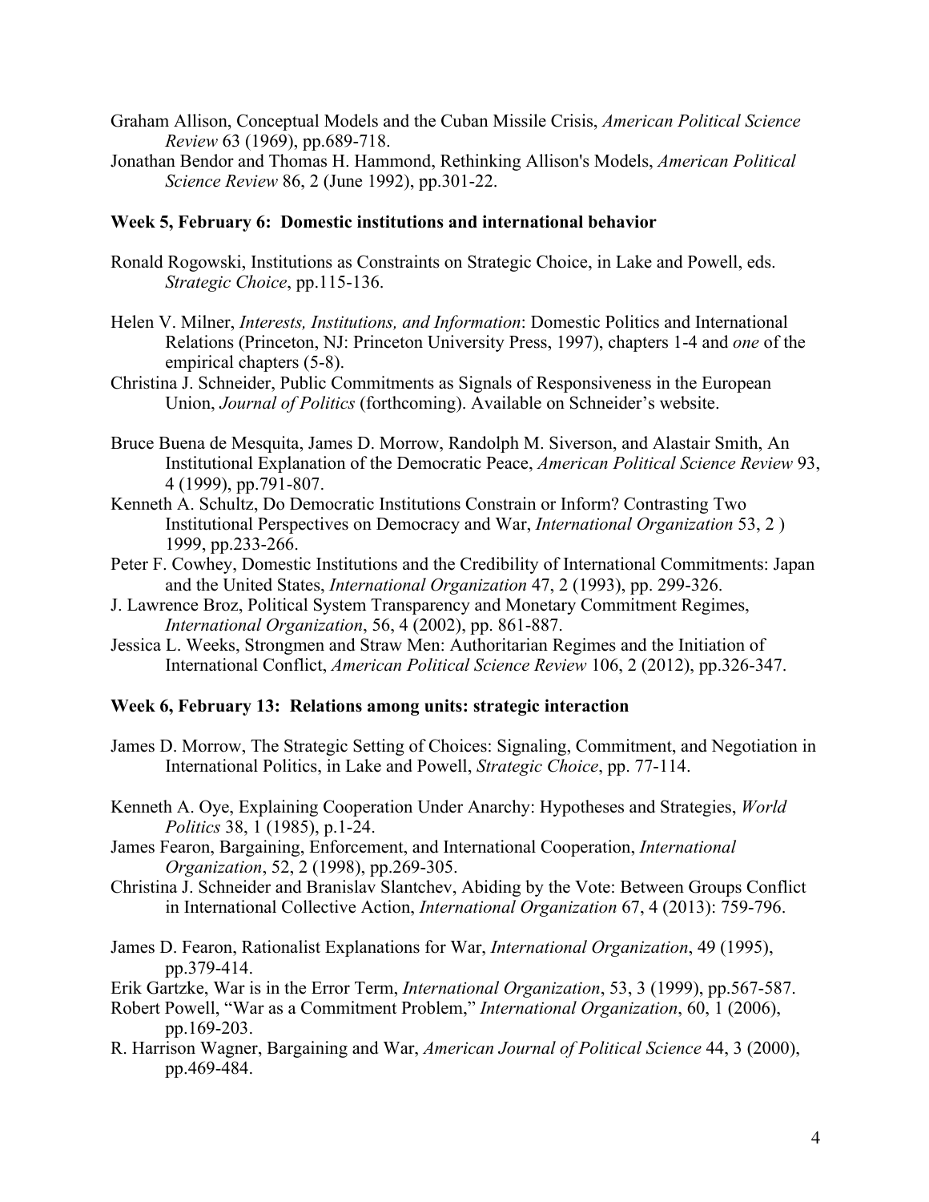Graham Allison, Conceptual Models and the Cuban Missile Crisis, *American Political Science Review* 63 (1969), pp.689-718.

Jonathan Bendor and Thomas H. Hammond, Rethinking Allison's Models, *American Political Science Review* 86, 2 (June 1992), pp.301-22.

**Week 5, February 6: Domestic institutions and international behavior**

Ronald Rogowski, Institutions as Constraints on Strategic Choice, in Lake and Powell, eds. *Strategic Choice*, pp.115-136.

Helen V. Milner, *Interests, Institutions, and Information*: Domestic Politics and International Relations (Princeton, NJ: Princeton University Press, 1997), chapters 1-4 and *one* of the empirical chapters (5-8).

Christina J. Schneider, Public Commitments as Signals of Responsiveness in the European Union, *Journal of Politics* (forthcoming). Available on Schneider's website.

Bruce Buena de Mesquita, James D. Morrow, Randolph M. Siverson, and Alastair Smith, An Institutional Explanation of the Democratic Peace, *American Political Science Review* 93, 4 (1999), pp.791-807.

Kenneth A. Schultz, Do Democratic Institutions Constrain or Inform? Contrasting Two Institutional Perspectives on Democracy and War, *International Organization* 53, 2 ) 1999, pp.233-266.

Peter F. Cowhey, Domestic Institutions and the Credibility of International Commitments: Japan and the United States, *International Organization* 47, 2 (1993), pp. 299-326.

J. Lawrence Broz, Political System Transparency and Monetary Commitment Regimes, *International Organization*, 56, 4 (2002), pp. 861-887.

Jessica L. Weeks, Strongmen and Straw Men: Authoritarian Regimes and the Initiation of International Conflict, *American Political Science Review* 106, 2 (2012), pp.326-347.

**Week 6, February 13: Relations among units: strategic interaction**

James D. Morrow, The Strategic Setting of Choices: Signaling, Commitment, and Negotiation in International Politics, in Lake and Powell, *Strategic Choice*, pp. 77-114.

Kenneth A. Oye, Explaining Cooperation Under Anarchy: Hypotheses and Strategies, *World Politics* 38, 1 (1985), p.1-24.

James Fearon, Bargaining, Enforcement, and International Cooperation, *International Organization*, 52, 2 (1998), pp.269-305.

Christina J. Schneider and Branislav Slantchev, Abiding by the Vote: Between Groups Conflict in International Collective Action, *International Organization* 67, 4 (2013): 759-796.

James D. Fearon, Rationalist Explanations for War, *International Organization*, 49 (1995), pp.379-414.

Erik Gartzke, War is in the Error Term, *International Organization*, 53, 3 (1999), pp.567-587.

Robert Powell, "War as a Commitment Problem," *International Organization*, 60, 1 (2006), pp.169-203.

R. Harrison Wagner, Bargaining and War, *American Journal of Political Science* 44, 3 (2000), pp.469-484.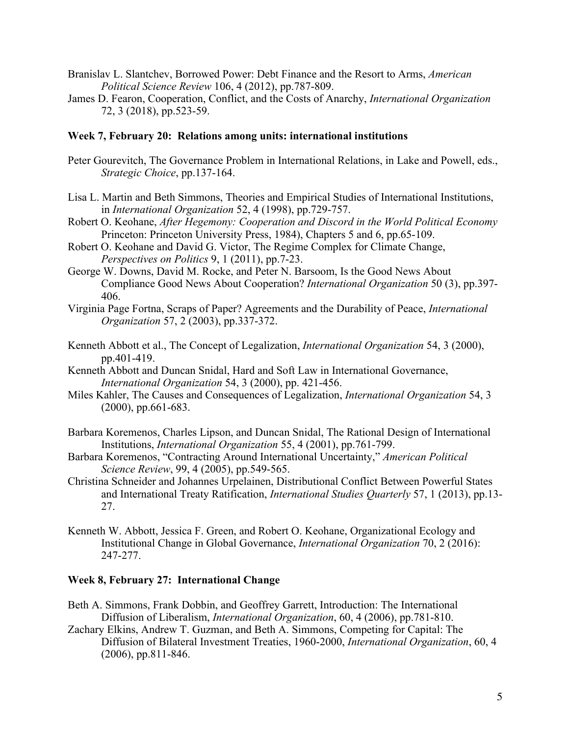Branislav L. Slantchev, Borrowed Power: Debt Finance and the Resort to Arms, *American Political Science Review* 106, 4 (2012), pp.787-809.

James D. Fearon, Cooperation, Conflict, and the Costs of Anarchy, *International Organization* 72, 3 (2018), pp.523-59.

**Week 7, February 20: Relations among units: international institutions**

Peter Gourevitch, The Governance Problem in International Relations, in Lake and Powell, eds., *Strategic Choice*, pp.137-164.

Lisa L. Martin and Beth Simmons, Theories and Empirical Studies of International Institutions, in *International Organization* 52, 4 (1998), pp.729-757.

Robert O. Keohane, *After Hegemony: Cooperation and Discord in the World Political Economy* Princeton: Princeton University Press, 1984), Chapters 5 and 6, pp.65-109.

Robert O. Keohane and David G. Victor, The Regime Complex for Climate Change, *Perspectives on Politics* 9, 1 (2011), pp.7-23.

George W. Downs, David M. Rocke, and Peter N. Barsoom, Is the Good News About Compliance Good News About Cooperation? *International Organization* 50 (3), pp.397-406.

Virginia Page Fortna, Scraps of Paper? Agreements and the Durability of Peace, *International Organization* 57, 2 (2003), pp.337-372.

Kenneth Abbott et al., The Concept of Legalization, *International Organization* 54, 3 (2000), pp.401-419.

Kenneth Abbott and Duncan Snidal, Hard and Soft Law in International Governance, *International Organization* 54, 3 (2000), pp. 421-456.

Miles Kahler, The Causes and Consequences of Legalization, *International Organization* 54, 3 (2000), pp.661-683.

Barbara Koremenos, Charles Lipson, and Duncan Snidal, The Rational Design of International Institutions, *International Organization* 55, 4 (2001), pp.761-799.

Barbara Koremenos, "Contracting Around International Uncertainty," *American Political Science Review*, 99, 4 (2005), pp.549-565.

Christina Schneider and Johannes Urpelainen, Distributional Conflict Between Powerful States and International Treaty Ratification, *International Studies Quarterly* 57, 1 (2013), pp.13-27.

Kenneth W. Abbott, Jessica F. Green, and Robert O. Keohane, Organizational Ecology and Institutional Change in Global Governance, *International Organization* 70, 2 (2016): 247-277.

**Week 8, February 27: International Change**

Beth A. Simmons, Frank Dobbin, and Geoffrey Garrett, Introduction: The International Diffusion of Liberalism, *International Organization*, 60, 4 (2006), pp.781-810.

Zachary Elkins, Andrew T. Guzman, and Beth A. Simmons, Competing for Capital: The Diffusion of Bilateral Investment Treaties, 1960-2000, *International Organization*, 60, 4 (2006), pp.811-846.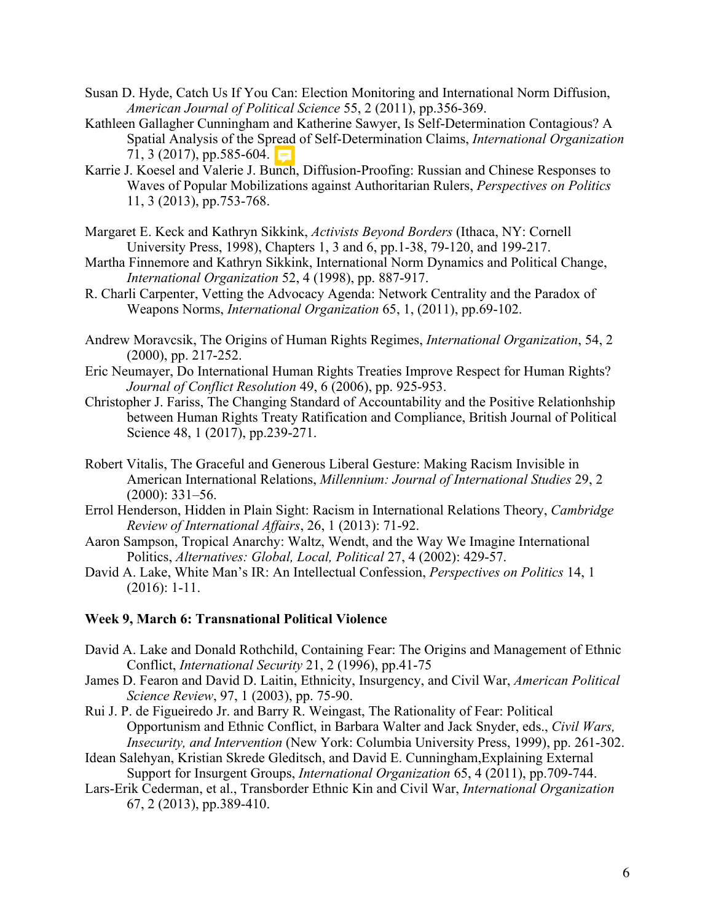Susan D. Hyde, Catch Us If You Can: Election Monitoring and International Norm Diffusion, *American Journal of Political Science* 55, 2 (2011), pp.356-369.

Kathleen Gallagher Cunningham and Katherine Sawyer, Is Self-Determination Contagious? A Spatial Analysis of the Spread of Self-Determination Claims, *International Organization* 71, 3 (2017), pp.585-604.

Karrie J. Koesel and Valerie J. Bunch, Diffusion-Proofing: Russian and Chinese Responses to Waves of Popular Mobilizations against Authoritarian Rulers, *Perspectives on Politics* 11, 3 (2013), pp.753-768.

Margaret E. Keck and Kathryn Sikkink, *Activists Beyond Borders* (Ithaca, NY: Cornell University Press, 1998), Chapters 1, 3 and 6, pp.1-38, 79-120, and 199-217.

Martha Finnemore and Kathryn Sikkink, International Norm Dynamics and Political Change, *International Organization* 52, 4 (1998), pp. 887-917.

R. Charli Carpenter, Vetting the Advocacy Agenda: Network Centrality and the Paradox of Weapons Norms, *International Organization* 65, 1, (2011), pp.69-102.

Andrew Moravcsik, The Origins of Human Rights Regimes, *International Organization*, 54, 2 (2000), pp. 217-252.

Eric Neumayer, Do International Human Rights Treaties Improve Respect for Human Rights? *Journal of Conflict Resolution* 49, 6 (2006), pp. 925-953.

Christopher J. Fariss, The Changing Standard of Accountability and the Positive Relationhship between Human Rights Treaty Ratification and Compliance, British Journal of Political Science 48, 1 (2017), pp.239-271.

Robert Vitalis, The Graceful and Generous Liberal Gesture: Making Racism Invisible in American International Relations, *Millennium: Journal of International Studies* 29, 2 (2000): 331–56.

Errol Henderson, Hidden in Plain Sight: Racism in International Relations Theory, *Cambridge Review of International Affairs*, 26, 1 (2013): 71-92.

Aaron Sampson, Tropical Anarchy: Waltz, Wendt, and the Way We Imagine International Politics, *Alternatives: Global, Local, Political* 27, 4 (2002): 429-57.

David A. Lake, White Man's IR: An Intellectual Confession, *Perspectives on Politics* 14, 1 (2016): 1-11.

**Week 9, March 6: Transnational Political Violence**

David A. Lake and Donald Rothchild, Containing Fear: The Origins and Management of Ethnic Conflict, *International Security* 21, 2 (1996), pp.41-75

James D. Fearon and David D. Laitin, Ethnicity, Insurgency, and Civil War, *American Political Science Review*, 97, 1 (2003), pp. 75-90.

Rui J. P. de Figueiredo Jr. and Barry R. Weingast, The Rationality of Fear: Political Opportunism and Ethnic Conflict, in Barbara Walter and Jack Snyder, eds., *Civil Wars, Insecurity, and Intervention* (New York: Columbia University Press, 1999), pp. 261-302.

Idean Salehyan, Kristian Skrede Gleditsch, and David E. Cunningham,Explaining External Support for Insurgent Groups, *International Organization* 65, 4 (2011), pp.709-744.

Lars-Erik Cederman, et al., Transborder Ethnic Kin and Civil War, *International Organization* 67, 2 (2013), pp.389-410.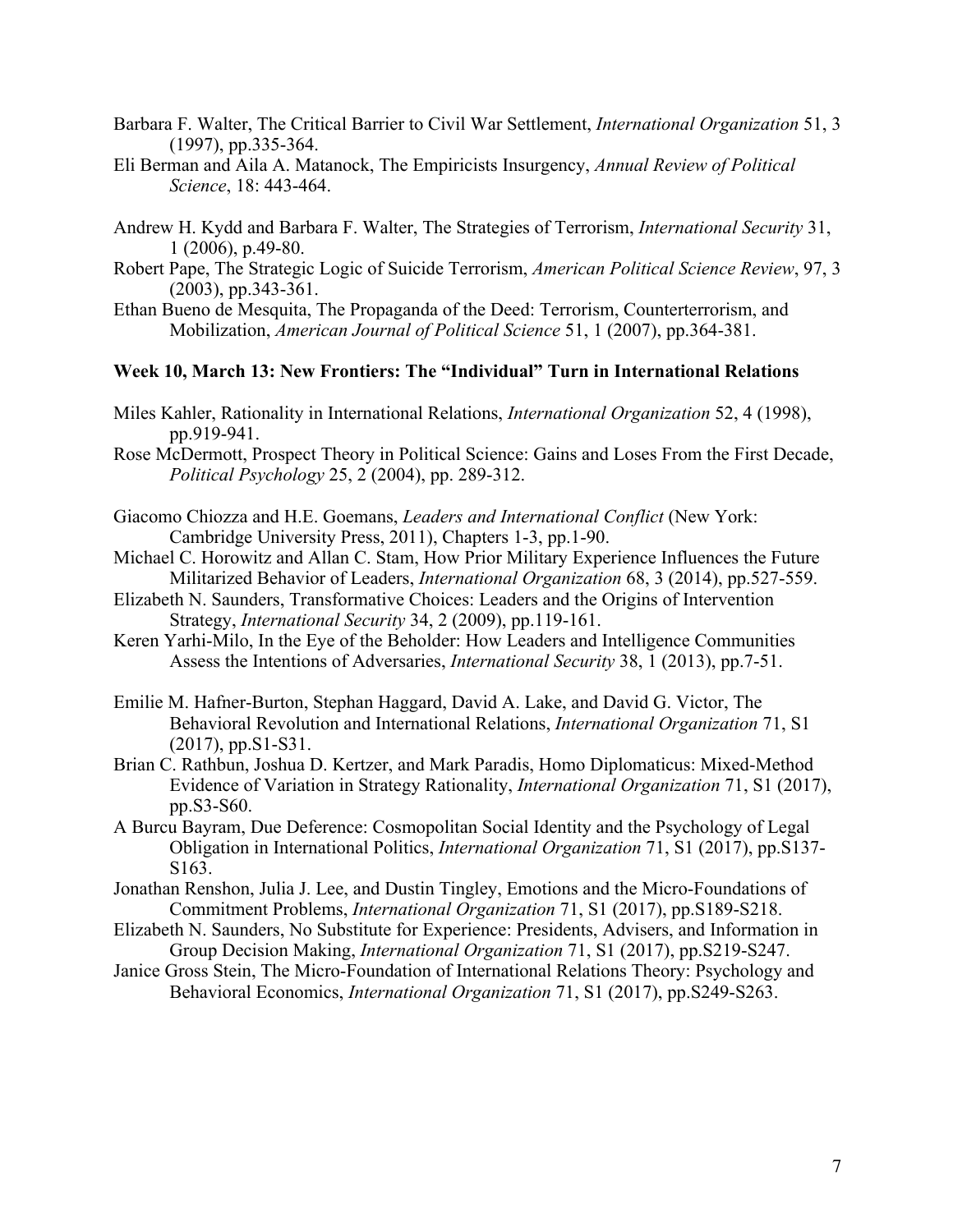Barbara F. Walter, The Critical Barrier to Civil War Settlement, *International Organization* 51, 3 (1997), pp.335-364.

Eli Berman and Aila A. Matanock, The Empiricists Insurgency, *Annual Review of Political Science*, 18: 443-464.

Andrew H. Kydd and Barbara F. Walter, The Strategies of Terrorism, *International Security* 31, 1 (2006), p.49-80.

Robert Pape, The Strategic Logic of Suicide Terrorism, *American Political Science Review*, 97, 3 (2003), pp.343-361.

Ethan Bueno de Mesquita, The Propaganda of the Deed: Terrorism, Counterterrorism, and Mobilization, *American Journal of Political Science* 51, 1 (2007), pp.364-381.

**Week 10, March 13: New Frontiers: The "Individual" Turn in International Relations**

Miles Kahler, Rationality in International Relations, *International Organization* 52, 4 (1998), pp.919-941.

Rose McDermott, Prospect Theory in Political Science: Gains and Loses From the First Decade, *Political Psychology* 25, 2 (2004), pp. 289-312.

Giacomo Chiozza and H.E. Goemans, *Leaders and International Conflict* (New York: Cambridge University Press, 2011), Chapters 1-3, pp.1-90.

Michael C. Horowitz and Allan C. Stam, How Prior Military Experience Influences the Future Militarized Behavior of Leaders, *International Organization* 68, 3 (2014), pp.527-559.

Elizabeth N. Saunders, Transformative Choices: Leaders and the Origins of Intervention Strategy, *International Security* 34, 2 (2009), pp.119-161.

Keren Yarhi-Milo, In the Eye of the Beholder: How Leaders and Intelligence Communities Assess the Intentions of Adversaries, *International Security* 38, 1 (2013), pp.7-51.

Emilie M. Hafner-Burton, Stephan Haggard, David A. Lake, and David G. Victor, The Behavioral Revolution and International Relations, *International Organization* 71, S1 (2017), pp.S1-S31.

Brian C. Rathbun, Joshua D. Kertzer, and Mark Paradis, Homo Diplomaticus: Mixed-Method Evidence of Variation in Strategy Rationality, *International Organization* 71, S1 (2017), pp.S3-S60.

A Burcu Bayram, Due Deference: Cosmopolitan Social Identity and the Psychology of Legal Obligation in International Politics, *International Organization* 71, S1 (2017), pp.S137-S163.

Jonathan Renshon, Julia J. Lee, and Dustin Tingley, Emotions and the Micro-Foundations of Commitment Problems, *International Organization* 71, S1 (2017), pp.S189-S218.

Elizabeth N. Saunders, No Substitute for Experience: Presidents, Advisers, and Information in Group Decision Making, *International Organization* 71, S1 (2017), pp.S219-S247.

Janice Gross Stein, The Micro-Foundation of International Relations Theory: Psychology and Behavioral Economics, *International Organization* 71, S1 (2017), pp.S249-S263.